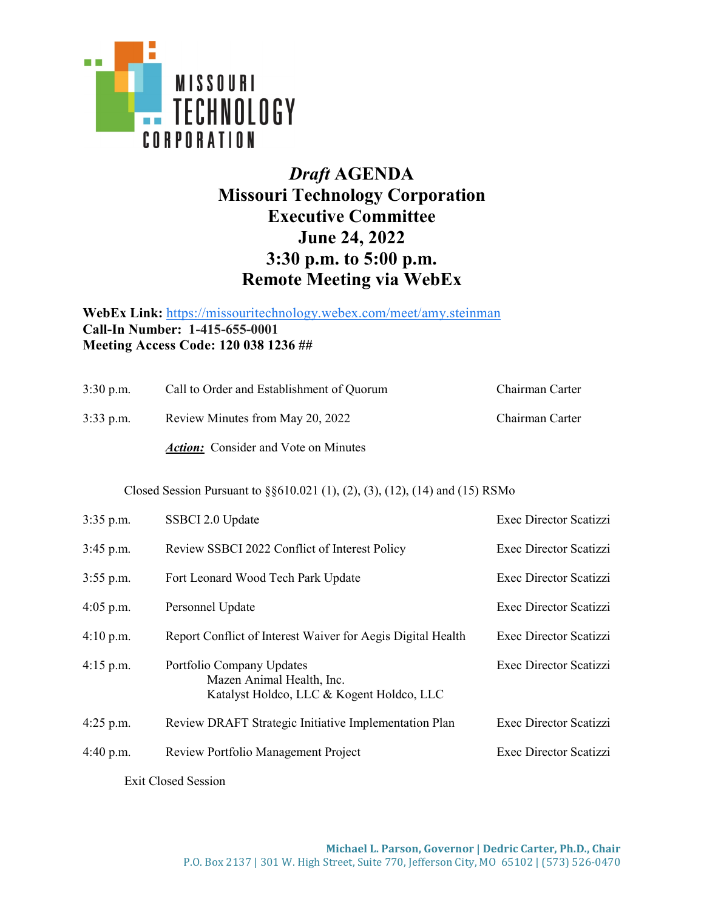MISSOURI TECHNOLOGY CORPORATION

# *Draft* AGENDA
# Missouri Technology Corporation
# Executive Committee
# June 24, 2022
# 3:30 p.m. to 5:00 p.m.
# Remote Meeting via WebEx

**WebEx Link:** https://missouritechnology.webex.com/meet/amy.steinman
**Call-In Number: 1-415-655-0001**
**Meeting Access Code: 120 038 1236 ##**

| | | |
|---|---|---|
| 3:30 p.m. | Call to Order and Establishment of Quorum | Chairman Carter |
| 3:33 p.m. | Review Minutes from May 20, 2022 | Chairman Carter |
| | ***Action:*** Consider and Vote on Minutes | |

Closed Session Pursuant to §§610.021 (1), (2), (3), (12), (14) and (15) RSMo

| | | |
|---|---|---|
| 3:35 p.m. | SSBCI 2.0 Update | Exec Director Scatizzi |
| 3:45 p.m. | Review SSBCI 2022 Conflict of Interest Policy | Exec Director Scatizzi |
| 3:55 p.m. | Fort Leonard Wood Tech Park Update | Exec Director Scatizzi |
| 4:05 p.m. | Personnel Update | Exec Director Scatizzi |
| 4:10 p.m. | Report Conflict of Interest Waiver for Aegis Digital Health | Exec Director Scatizzi |
| 4:15 p.m. | Portfolio Company Updates<br>Mazen Animal Health, Inc.<br>Katalyst Holdco, LLC & Kogent Holdco, LLC | Exec Director Scatizzi |
| 4:25 p.m. | Review DRAFT Strategic Initiative Implementation Plan | Exec Director Scatizzi |
| 4:40 p.m. | Review Portfolio Management Project | Exec Director Scatizzi |

Exit Closed Session

**Michael L. Parson, Governor | Dedric Carter, Ph.D., Chair**
P.O. Box 2137 | 301 W. High Street, Suite 770, Jefferson City, MO 65102 | (573) 526-0470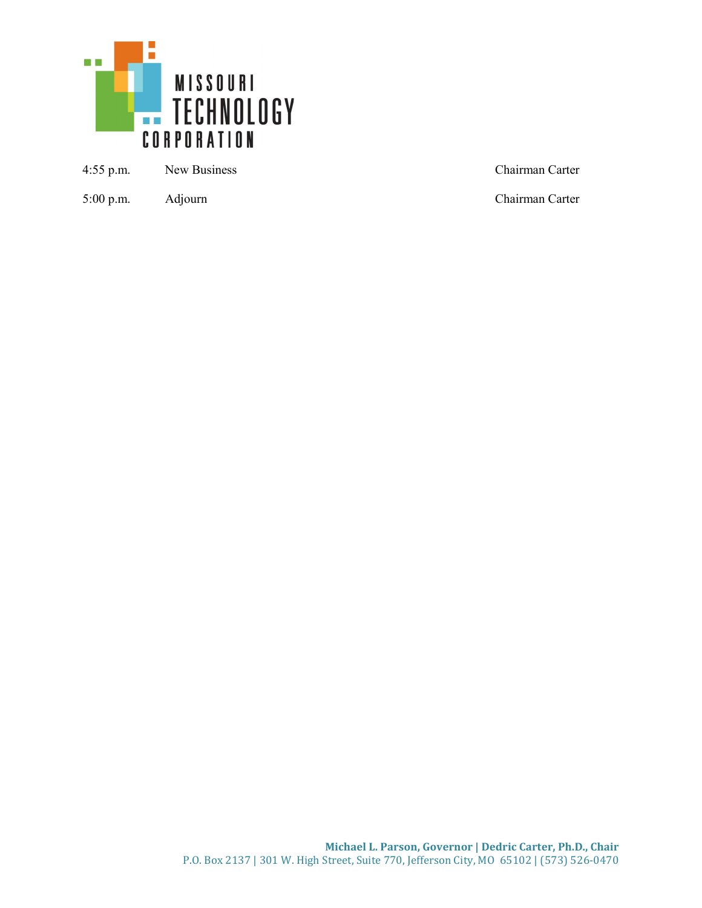| | | |
|---|---|---|
| 4:55 p.m. | New Business | Chairman Carter |
| 5:00 p.m. | Adjourn | Chairman Carter |